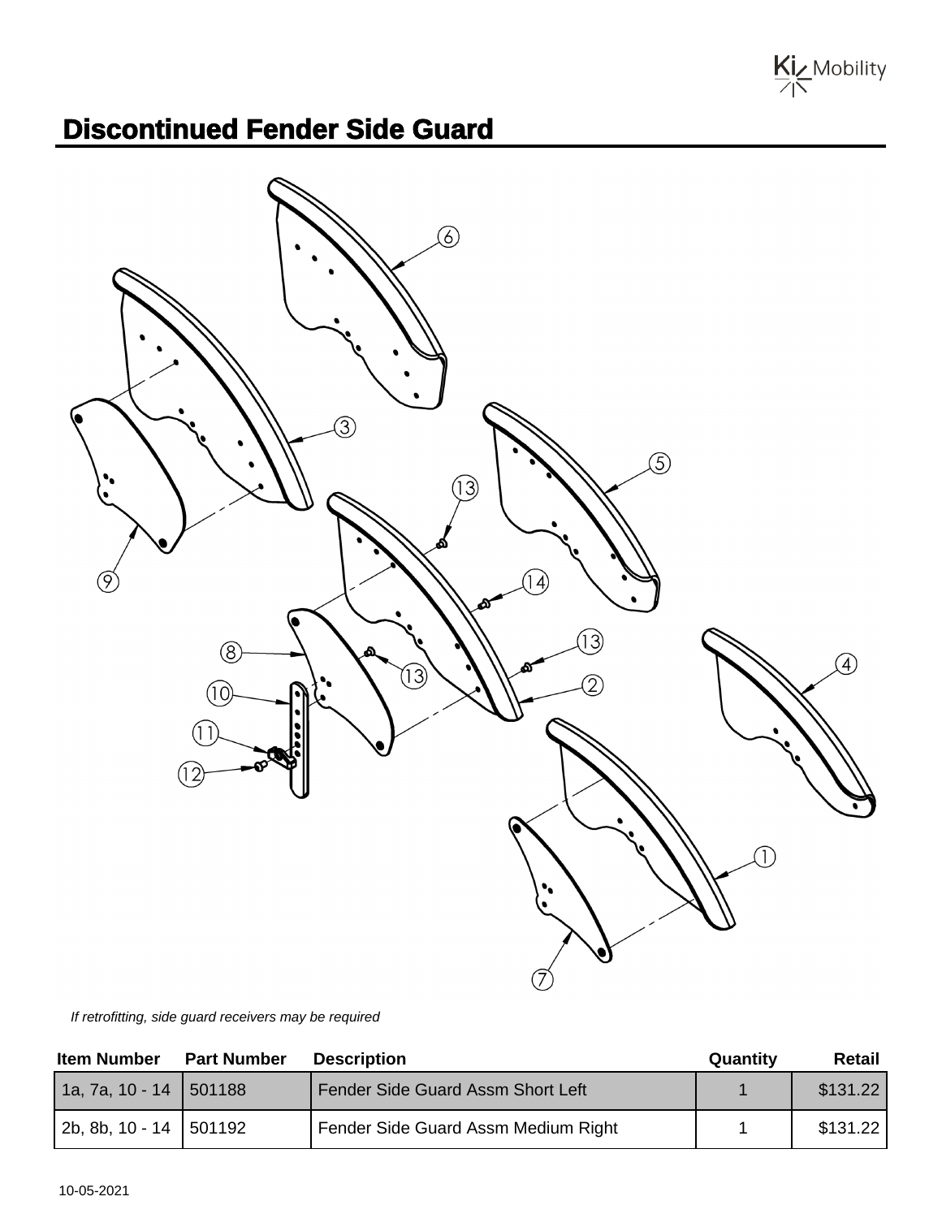# Discontinued Fender Side Guard

*If retrofitting, side guard receivers may be required*

| Item Number | Part Number | Description | Quantity | Retail |
|---|---|---|---|---|
| 1a, 7a, 10 - 14 | 501188 | Fender Side Guard Assm Short Left | 1 | $131.22 |
| 2b, 8b, 10 - 14 | 501192 | Fender Side Guard Assm Medium Right | 1 | $131.22 |

10-05-2021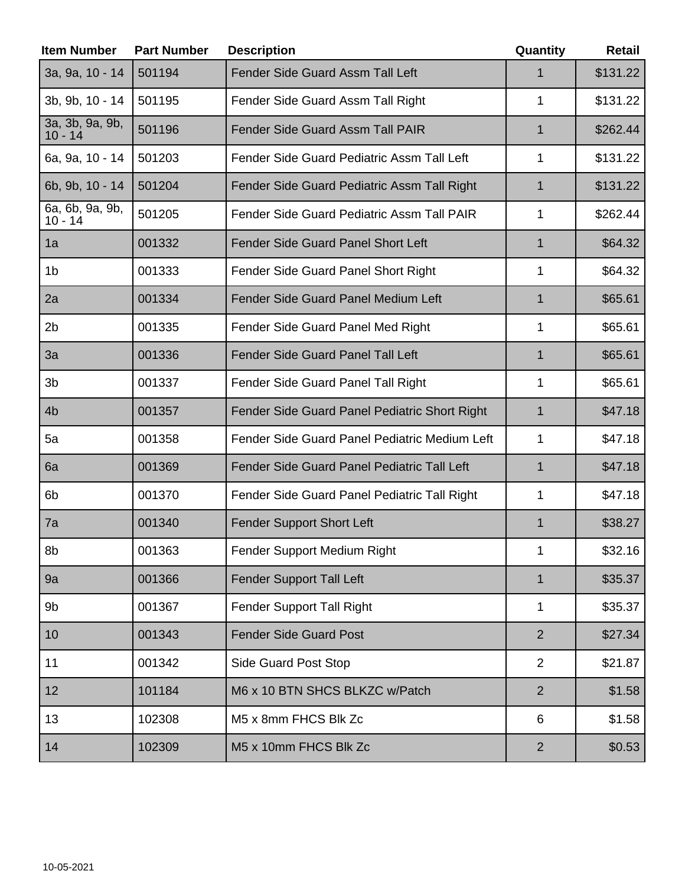| Item Number | Part Number | Description | Quantity | Retail |
|---|---|---|---|---|
| 3a, 9a, 10 - 14 | 501194 | Fender Side Guard Assm Tall Left | 1 | $131.22 |
| 3b, 9b, 10 - 14 | 501195 | Fender Side Guard Assm Tall Right | 1 | $131.22 |
| 3a, 3b, 9a, 9b, 10 - 14 | 501196 | Fender Side Guard Assm Tall PAIR | 1 | $262.44 |
| 6a, 9a, 10 - 14 | 501203 | Fender Side Guard Pediatric Assm Tall Left | 1 | $131.22 |
| 6b, 9b, 10 - 14 | 501204 | Fender Side Guard Pediatric Assm Tall Right | 1 | $131.22 |
| 6a, 6b, 9a, 9b, 10 - 14 | 501205 | Fender Side Guard Pediatric Assm Tall PAIR | 1 | $262.44 |
| 1a | 001332 | Fender Side Guard Panel Short Left | 1 | $64.32 |
| 1b | 001333 | Fender Side Guard Panel Short Right | 1 | $64.32 |
| 2a | 001334 | Fender Side Guard Panel Medium Left | 1 | $65.61 |
| 2b | 001335 | Fender Side Guard Panel Med Right | 1 | $65.61 |
| 3a | 001336 | Fender Side Guard Panel Tall Left | 1 | $65.61 |
| 3b | 001337 | Fender Side Guard Panel Tall Right | 1 | $65.61 |
| 4b | 001357 | Fender Side Guard Panel Pediatric Short Right | 1 | $47.18 |
| 5a | 001358 | Fender Side Guard Panel Pediatric Medium Left | 1 | $47.18 |
| 6a | 001369 | Fender Side Guard Panel Pediatric Tall Left | 1 | $47.18 |
| 6b | 001370 | Fender Side Guard Panel Pediatric Tall Right | 1 | $47.18 |
| 7a | 001340 | Fender Support Short Left | 1 | $38.27 |
| 8b | 001363 | Fender Support Medium Right | 1 | $32.16 |
| 9a | 001366 | Fender Support Tall Left | 1 | $35.37 |
| 9b | 001367 | Fender Support Tall Right | 1 | $35.37 |
| 10 | 001343 | Fender Side Guard Post | 2 | $27.34 |
| 11 | 001342 | Side Guard Post Stop | 2 | $21.87 |
| 12 | 101184 | M6 x 10 BTN SHCS BLKZC w/Patch | 2 | $1.58 |
| 13 | 102308 | M5 x 8mm FHCS Blk Zc | 6 | $1.58 |
| 14 | 102309 | M5 x 10mm FHCS Blk Zc | 2 | $0.53 |

10-05-2021